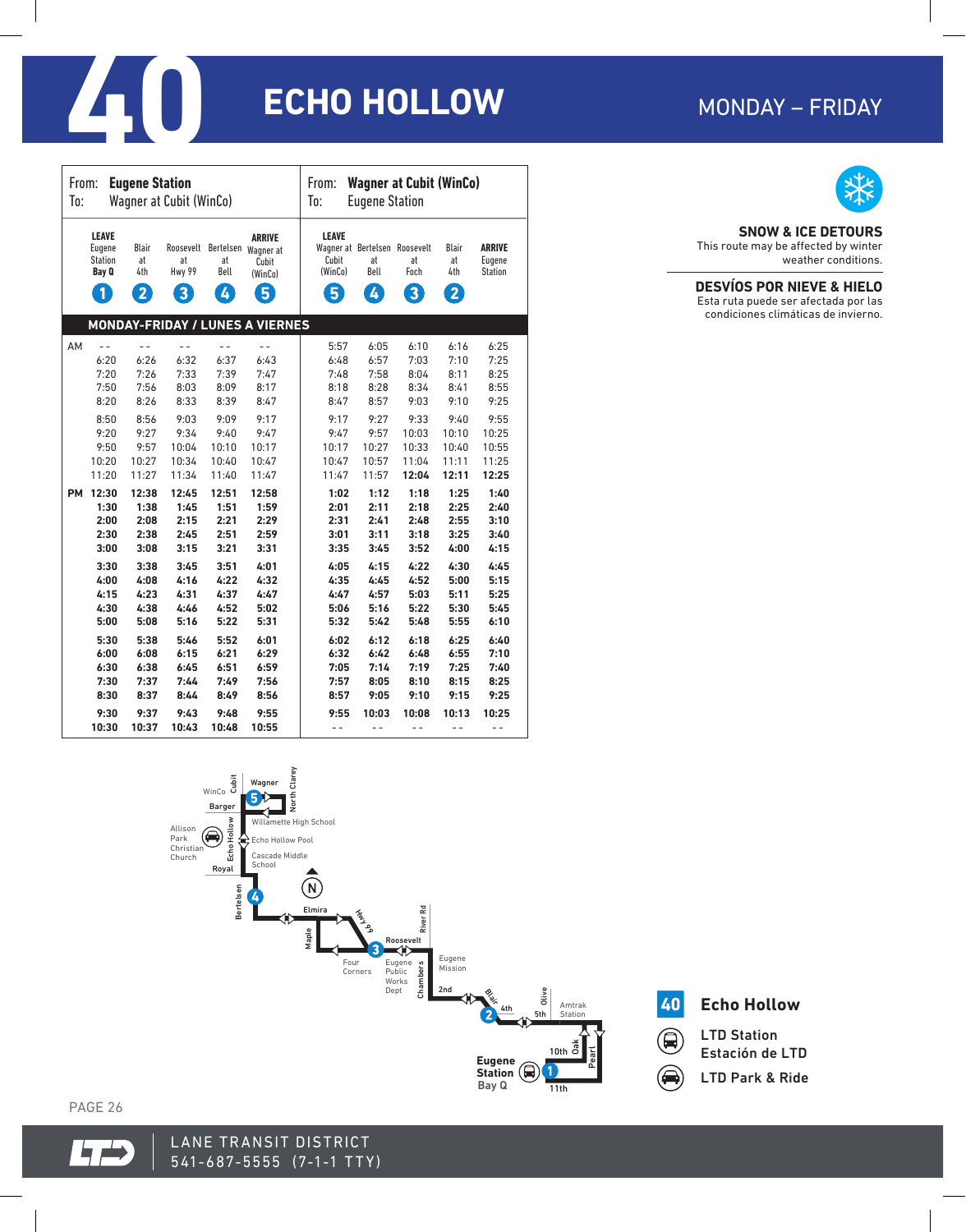# 40 ECHO HOLLOW

MONDAY – FRIDAY

| | From: **Eugene Station** To: Wagner at Cubit (WinCo) | | | | | From: **Wagner at Cubit (WinCo)** To: Eugene Station | | | | |
|---|---|---|---|---|---|---|---|---|---|---|
| | **LEAVE** Eugene Station **Bay Q** (1) | Blair at 4th (2) | Roosevelt at Hwy 99 (3) | Bertelsen at Bell (4) | **ARRIVE** Wagner at Cubit (WinCo) (5) | **LEAVE** Wagner at Cubit (WinCo) (5) | Bertelsen at Bell (4) | Roosevelt at Foch (3) | Blair at 4th (2) | **ARRIVE** Eugene Station |
| **MONDAY-FRIDAY / LUNES A VIERNES** | | | | | | | | | | |
| AM | -- | -- | -- | -- | -- | 5:57 | 6:05 | 6:10 | 6:16 | 6:25 |
| | 6:20 | 6:26 | 6:32 | 6:37 | 6:43 | 6:48 | 6:57 | 7:03 | 7:10 | 7:25 |
| | 7:20 | 7:26 | 7:33 | 7:39 | 7:47 | 7:48 | 7:58 | 8:04 | 8:11 | 8:25 |
| | 7:50 | 7:56 | 8:03 | 8:09 | 8:17 | 8:18 | 8:28 | 8:34 | 8:41 | 8:55 |
| | 8:20 | 8:26 | 8:33 | 8:39 | 8:47 | 8:47 | 8:57 | 9:03 | 9:10 | 9:25 |
| | 8:50 | 8:56 | 9:03 | 9:09 | 9:17 | 9:17 | 9:27 | 9:33 | 9:40 | 9:55 |
| | 9:20 | 9:27 | 9:34 | 9:40 | 9:47 | 9:47 | 9:57 | 10:03 | 10:10 | 10:25 |
| | 9:50 | 9:57 | 10:04 | 10:10 | 10:17 | 10:17 | 10:27 | 10:33 | 10:40 | 10:55 |
| | 10:20 | 10:27 | 10:34 | 10:40 | 10:47 | 10:47 | 10:57 | 11:04 | 11:11 | 11:25 |
| | 11:20 | 11:27 | 11:34 | 11:40 | 11:47 | 11:47 | 11:57 | **12:04** | **12:11** | **12:25** |
| PM | **12:30** | **12:38** | **12:45** | **12:51** | **12:58** | **1:02** | **1:12** | **1:18** | **1:25** | **1:40** |
| | **1:30** | **1:38** | **1:45** | **1:51** | **1:59** | **2:01** | **2:11** | **2:18** | **2:25** | **2:40** |
| | **2:00** | **2:08** | **2:15** | **2:21** | **2:29** | **2:31** | **2:41** | **2:48** | **2:55** | **3:10** |
| | **2:30** | **2:38** | **2:45** | **2:51** | **2:59** | **3:01** | **3:11** | **3:18** | **3:25** | **3:40** |
| | **3:00** | **3:08** | **3:15** | **3:21** | **3:31** | **3:35** | **3:45** | **3:52** | **4:00** | **4:15** |
| | **3:30** | **3:38** | **3:45** | **3:51** | **4:01** | **4:05** | **4:15** | **4:22** | **4:30** | **4:45** |
| | **4:00** | **4:08** | **4:16** | **4:22** | **4:32** | **4:35** | **4:45** | **4:52** | **5:00** | **5:15** |
| | **4:15** | **4:23** | **4:31** | **4:37** | **4:47** | **4:47** | **4:57** | **5:03** | **5:11** | **5:25** |
| | **4:30** | **4:38** | **4:46** | **4:52** | **5:02** | **5:06** | **5:16** | **5:22** | **5:30** | **5:45** |
| | **5:00** | **5:08** | **5:16** | **5:22** | **5:31** | **5:32** | **5:42** | **5:48** | **5:55** | **6:10** |
| | **5:30** | **5:38** | **5:46** | **5:52** | **6:01** | **6:02** | **6:12** | **6:18** | **6:25** | **6:40** |
| | **6:00** | **6:08** | **6:15** | **6:21** | **6:29** | **6:32** | **6:42** | **6:48** | **6:55** | **7:10** |
| | **6:30** | **6:38** | **6:45** | **6:51** | **6:59** | **7:05** | **7:14** | **7:19** | **7:25** | **7:40** |
| | **7:30** | **7:37** | **7:44** | **7:49** | **7:56** | **7:57** | **8:05** | **8:10** | **8:15** | **8:25** |
| | **8:30** | **8:37** | **8:44** | **8:49** | **8:56** | **8:57** | **9:05** | **9:10** | **9:15** | **9:25** |
| | **9:30** | **9:37** | **9:43** | **9:48** | **9:55** | **9:55** | **10:03** | **10:08** | **10:13** | **10:25** |
| | **10:30** | **10:37** | **10:43** | **10:48** | **10:55** | -- | -- | -- | -- | -- |

**SNOW & ICE DETOURS**
This route may be affected by winter weather conditions.

**DESVÍOS POR NIEVE & HIELO**
Esta ruta puede ser afectada por las condiciones climáticas de invierno.

**40 Echo Hollow**

LTD Station / Estación de LTD

LTD Park & Ride

LANE TRANSIT DISTRICT
541-687-5555 (7-1-1 TTY)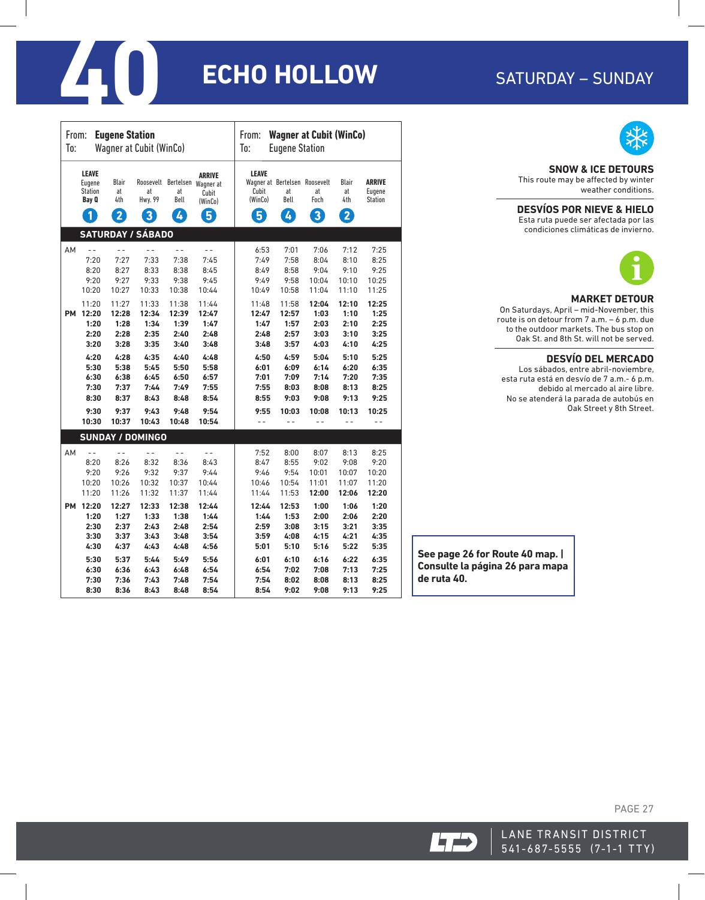# 40 ECHO HOLLOW

SATURDAY – SUNDAY

| | From: **Eugene Station** To: Wagner at Cubit (WinCo) | | | | | From: **Wagner at Cubit (WinCo)** To: Eugene Station | | | | |
|---|---|---|---|---|---|---|---|---|---|---|
| | **LEAVE** Eugene Station **Bay Q** (1) | Blair at 4th (2) | Roosevelt at Hwy. 99 (3) | Bertelsen at Bell (4) | **ARRIVE** Wagner at Cubit (WinCo) (5) | **LEAVE** Wagner at Cubit (WinCo) (5) | Bertelsen at Bell (4) | Roosevelt at Foch (3) | Blair at 4th (2) | **ARRIVE** Eugene Station |
| **SATURDAY / SÁBADO** | | | | | | | | | | |
| AM | -- | -- | -- | -- | -- | 6:53 | 7:01 | 7:06 | 7:12 | 7:25 |
| | 7:20 | 7:27 | 7:33 | 7:38 | 7:45 | 7:49 | 7:58 | 8:04 | 8:10 | 8:25 |
| | 8:20 | 8:27 | 8:33 | 8:38 | 8:45 | 8:49 | 8:58 | 9:04 | 9:10 | 9:25 |
| | 9:20 | 9:27 | 9:33 | 9:38 | 9:45 | 9:49 | 9:58 | 10:04 | 10:10 | 10:25 |
| | 10:20 | 10:27 | 10:33 | 10:38 | 10:44 | 10:49 | 10:58 | 11:04 | 11:10 | 11:25 |
| | 11:20 | 11:27 | 11:33 | 11:38 | 11:44 | 11:48 | 11:58 | **12:04** | **12:10** | **12:25** |
| PM | **12:20** | **12:28** | **12:34** | **12:39** | **12:47** | **12:47** | **12:57** | **1:03** | **1:10** | **1:25** |
| | **1:20** | **1:28** | **1:34** | **1:39** | **1:47** | **1:47** | **1:57** | **2:03** | **2:10** | **2:25** |
| | **2:20** | **2:28** | **2:35** | **2:40** | **2:48** | **2:48** | **2:57** | **3:03** | **3:10** | **3:25** |
| | **3:20** | **3:28** | **3:35** | **3:40** | **3:48** | **3:48** | **3:57** | **4:03** | **4:10** | **4:25** |
| | **4:20** | **4:28** | **4:35** | **4:40** | **4:48** | **4:50** | **4:59** | **5:04** | **5:10** | **5:25** |
| | **5:30** | **5:38** | **5:45** | **5:50** | **5:58** | **6:01** | **6:09** | **6:14** | **6:20** | **6:35** |
| | **6:30** | **6:38** | **6:45** | **6:50** | **6:57** | **7:01** | **7:09** | **7:14** | **7:20** | **7:35** |
| | **7:30** | **7:37** | **7:44** | **7:49** | **7:55** | **7:55** | **8:03** | **8:08** | **8:13** | **8:25** |
| | **8:30** | **8:37** | **8:43** | **8:48** | **8:54** | **8:55** | **9:03** | **9:08** | **9:13** | **9:25** |
| | **9:30** | **9:37** | **9:43** | **9:48** | **9:54** | **9:55** | **10:03** | **10:08** | **10:13** | **10:25** |
| | **10:30** | **10:37** | **10:43** | **10:48** | **10:54** | -- | -- | -- | -- | -- |
| **SUNDAY / DOMINGO** | | | | | | | | | | |
| AM | -- | -- | -- | -- | -- | 7:52 | 8:00 | 8:07 | 8:13 | 8:25 |
| | 8:20 | 8:26 | 8:32 | 8:36 | 8:43 | 8:47 | 8:55 | 9:02 | 9:08 | 9:20 |
| | 9:20 | 9:26 | 9:32 | 9:37 | 9:44 | 9:46 | 9:54 | 10:01 | 10:07 | 10:20 |
| | 10:20 | 10:26 | 10:32 | 10:37 | 10:44 | 10:46 | 10:54 | 11:01 | 11:07 | 11:20 |
| | 11:20 | 11:26 | 11:32 | 11:37 | 11:44 | 11:44 | 11:53 | **12:00** | **12:06** | **12:20** |
| PM | **12:20** | **12:27** | **12:33** | **12:38** | **12:44** | **12:44** | **12:53** | **1:00** | **1:06** | **1:20** |
| | **1:20** | **1:27** | **1:33** | **1:38** | **1:44** | **1:44** | **1:53** | **2:00** | **2:06** | **2:20** |
| | **2:30** | **2:37** | **2:43** | **2:48** | **2:54** | **2:59** | **3:08** | **3:15** | **3:21** | **3:35** |
| | **3:30** | **3:37** | **3:43** | **3:48** | **3:54** | **3:59** | **4:08** | **4:15** | **4:21** | **4:35** |
| | **4:30** | **4:37** | **4:43** | **4:48** | **4:56** | **5:01** | **5:10** | **5:16** | **5:22** | **5:35** |
| | **5:30** | **5:37** | **5:44** | **5:49** | **5:56** | **6:01** | **6:10** | **6:16** | **6:22** | **6:35** |
| | **6:30** | **6:36** | **6:43** | **6:48** | **6:54** | **6:54** | **7:02** | **7:08** | **7:13** | **7:25** |
| | **7:30** | **7:36** | **7:43** | **7:48** | **7:54** | **7:54** | **8:02** | **8:08** | **8:13** | **8:25** |
| | **8:30** | **8:36** | **8:43** | **8:48** | **8:54** | **8:54** | **9:02** | **9:08** | **9:13** | **9:25** |

### SNOW & ICE DETOURS

This route may be affected by winter weather conditions.

### DESVÍOS POR NIEVE & HIELO

Esta ruta puede ser afectada por las condiciones climáticas de invierno.

### MARKET DETOUR

On Saturdays, April – mid-November, this route is on detour from 7 a.m. – 6 p.m. due to the outdoor markets. The bus stop on Oak St. and 8th St. will not be served.

### DESVÍO DEL MERCADO

Los sábados, entre abril-noviembre, esta ruta está en desvío de 7 a.m.- 6 p.m. debido al mercado al aire libre. No se atenderá la parada de autobús en Oak Street y 8th Street.

**See page 26 for Route 40 map. | Consulte la página 26 para mapa de ruta 40.**

LANE TRANSIT DISTRICT
541-687-5555 (7-1-1 TTY)